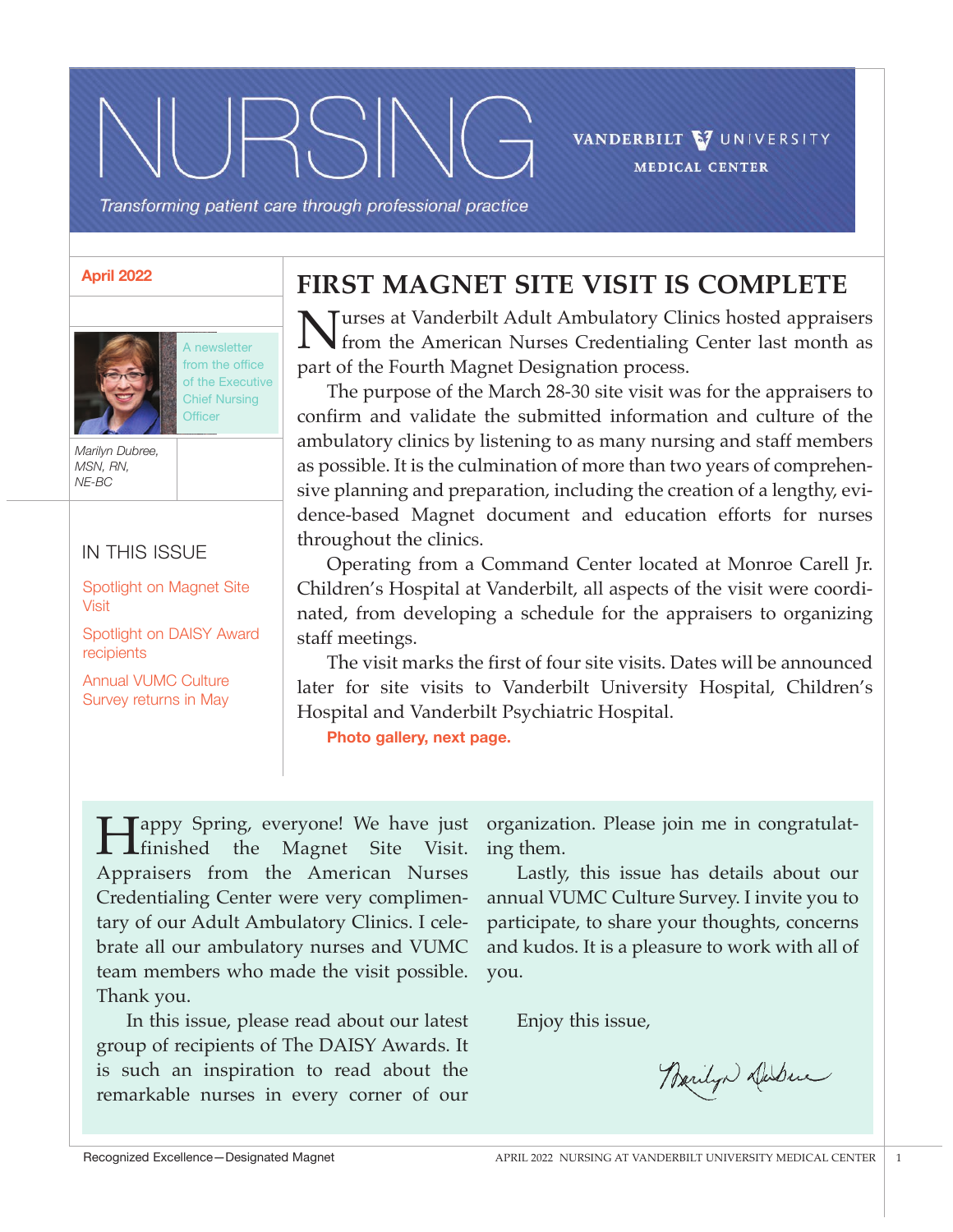# NURSING

VANDERBILT UNIVERSITY MEDICAL CENTER

*Transforming patient care through professional practice*

**April 2022**

A newsletter from the office of the Executive Chief Nursing Officer

*Marilyn Dubree, MSN, RN, NE-BC*

## IN THIS ISSUE

- Spotlight on Magnet Site Visit
- Spotlight on DAISY Award recipients
- Annual VUMC Culture Survey returns in May

# FIRST MAGNET SITE VISIT IS COMPLETE

Nurses at Vanderbilt Adult Ambulatory Clinics hosted appraisers from the American Nurses Credentialing Center last month as part of the Fourth Magnet Designation process.

The purpose of the March 28-30 site visit was for the appraisers to confirm and validate the submitted information and culture of the ambulatory clinics by listening to as many nursing and staff members as possible. It is the culmination of more than two years of comprehensive planning and preparation, including the creation of a lengthy, evidence-based Magnet document and education efforts for nurses throughout the clinics.

Operating from a Command Center located at Monroe Carell Jr. Children's Hospital at Vanderbilt, all aspects of the visit were coordinated, from developing a schedule for the appraisers to organizing staff meetings.

The visit marks the first of four site visits. Dates will be announced later for site visits to Vanderbilt University Hospital, Children's Hospital and Vanderbilt Psychiatric Hospital.

**Photo gallery, next page.**

Happy Spring, everyone! We have just finished the Magnet Site Visit. Appraisers from the American Nurses Credentialing Center were very complimentary of our Adult Ambulatory Clinics. I celebrate all our ambulatory nurses and VUMC team members who made the visit possible. Thank you.

In this issue, please read about our latest group of recipients of The DAISY Awards. It is such an inspiration to read about the remarkable nurses in every corner of our organization. Please join me in congratulating them.

Lastly, this issue has details about our annual VUMC Culture Survey. I invite you to participate, to share your thoughts, concerns and kudos. It is a pleasure to work with all of you.

Enjoy this issue,

*Marilyn Dubree*

Recognized Excellence—Designated Magnet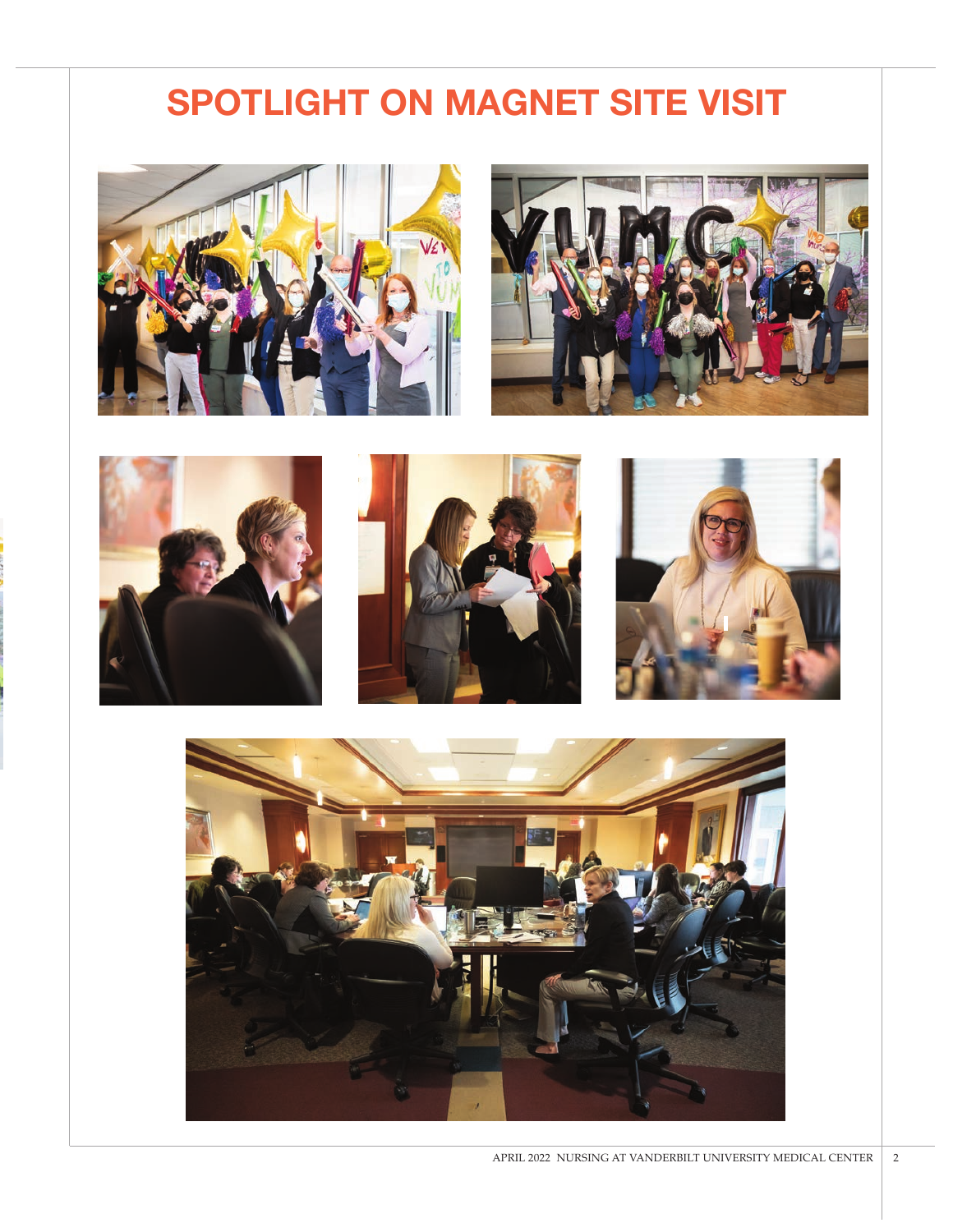# SPOTLIGHT ON MAGNET SITE VISIT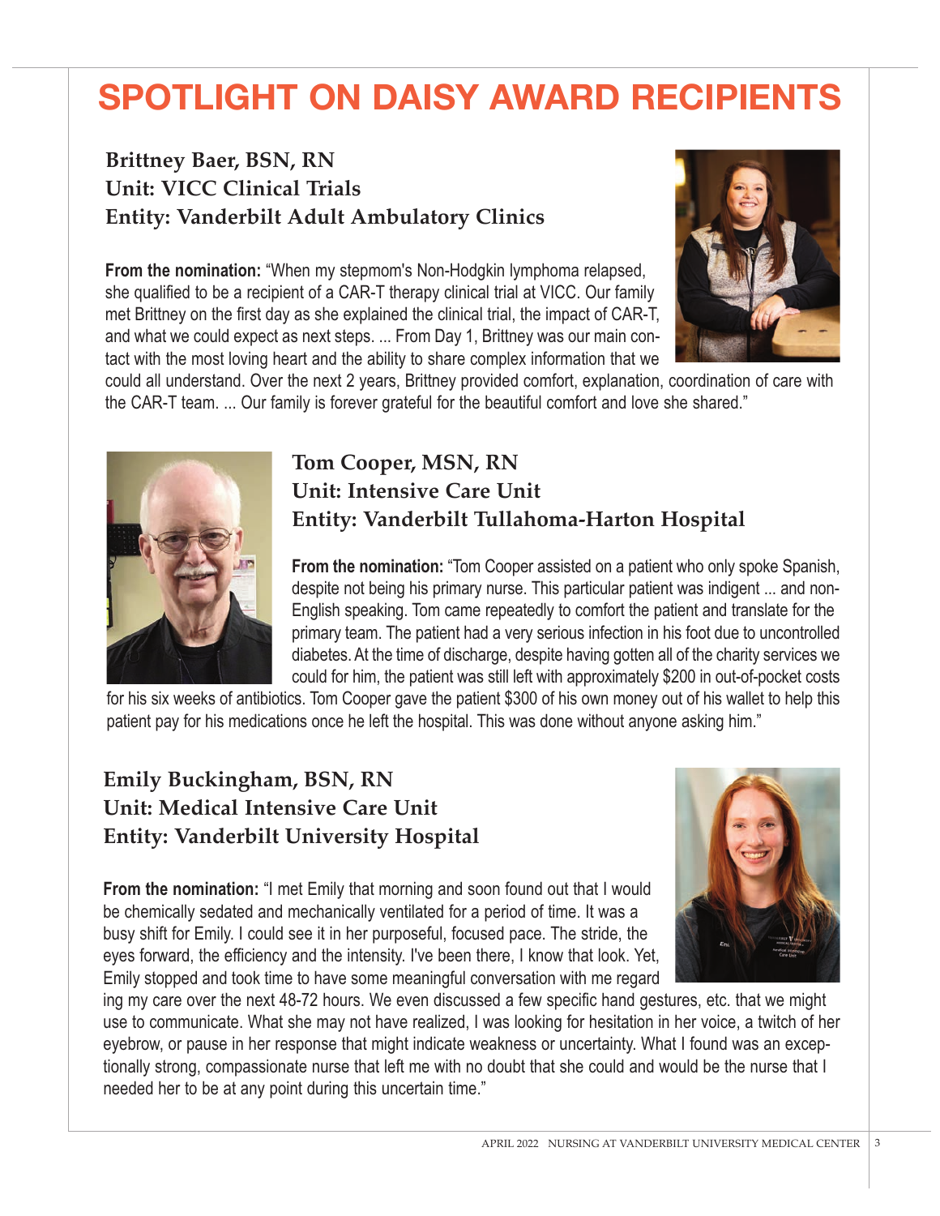# SPOTLIGHT ON DAISY AWARD RECIPIENTS

### Brittney Baer, BSN, RN
### Unit: VICC Clinical Trials
### Entity: Vanderbilt Adult Ambulatory Clinics

**From the nomination:** "When my stepmom's Non-Hodgkin lymphoma relapsed, she qualified to be a recipient of a CAR-T therapy clinical trial at VICC. Our family met Brittney on the first day as she explained the clinical trial, the impact of CAR-T, and what we could expect as next steps. ... From Day 1, Brittney was our main contact with the most loving heart and the ability to share complex information that we could all understand. Over the next 2 years, Brittney provided comfort, explanation, coordination of care with the CAR-T team. ... Our family is forever grateful for the beautiful comfort and love she shared."

### Tom Cooper, MSN, RN
### Unit: Intensive Care Unit
### Entity: Vanderbilt Tullahoma-Harton Hospital

**From the nomination:** "Tom Cooper assisted on a patient who only spoke Spanish, despite not being his primary nurse. This particular patient was indigent ... and non-English speaking. Tom came repeatedly to comfort the patient and translate for the primary team. The patient had a very serious infection in his foot due to uncontrolled diabetes. At the time of discharge, despite having gotten all of the charity services we could for him, the patient was still left with approximately $200 in out-of-pocket costs for his six weeks of antibiotics. Tom Cooper gave the patient $300 of his own money out of his wallet to help this patient pay for his medications once he left the hospital. This was done without anyone asking him."

### Emily Buckingham, BSN, RN
### Unit: Medical Intensive Care Unit
### Entity: Vanderbilt University Hospital

**From the nomination:** "I met Emily that morning and soon found out that I would be chemically sedated and mechanically ventilated for a period of time. It was a busy shift for Emily. I could see it in her purposeful, focused pace. The stride, the eyes forward, the efficiency and the intensity. I've been there, I know that look. Yet, Emily stopped and took time to have some meaningful conversation with me regarding my care over the next 48-72 hours. We even discussed a few specific hand gestures, etc. that we might use to communicate. What she may not have realized, I was looking for hesitation in her voice, a twitch of her eyebrow, or pause in her response that might indicate weakness or uncertainty. What I found was an exceptionally strong, compassionate nurse that left me with no doubt that she could and would be the nurse that I needed her to be at any point during this uncertain time."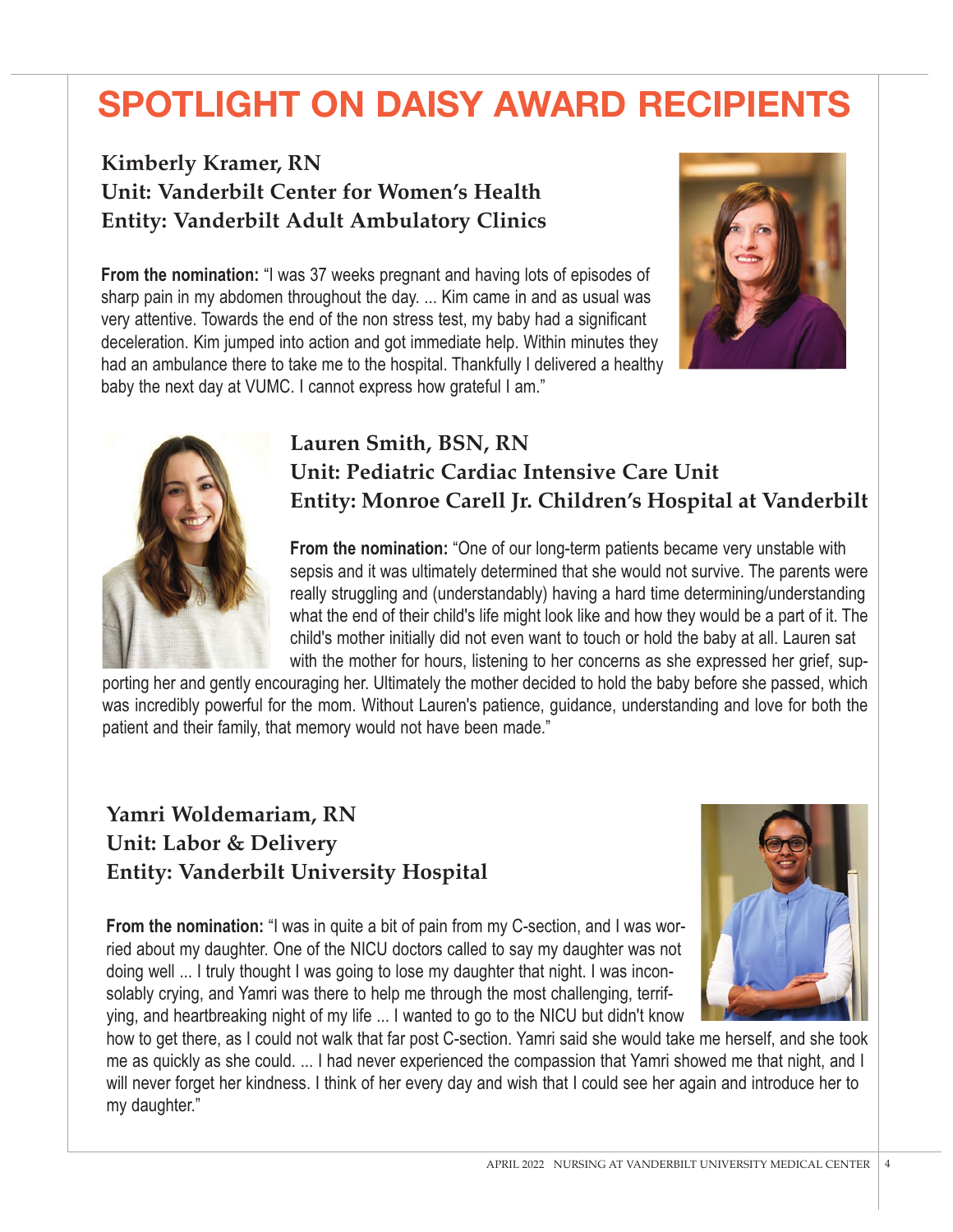# SPOTLIGHT ON DAISY AWARD RECIPIENTS

### Kimberly Kramer, RN
### Unit: Vanderbilt Center for Women's Health
### Entity: Vanderbilt Adult Ambulatory Clinics

**From the nomination:** "I was 37 weeks pregnant and having lots of episodes of sharp pain in my abdomen throughout the day. ... Kim came in and as usual was very attentive. Towards the end of the non stress test, my baby had a significant deceleration. Kim jumped into action and got immediate help. Within minutes they had an ambulance there to take me to the hospital. Thankfully I delivered a healthy baby the next day at VUMC. I cannot express how grateful I am."

### Lauren Smith, BSN, RN
### Unit: Pediatric Cardiac Intensive Care Unit
### Entity: Monroe Carell Jr. Children's Hospital at Vanderbilt

**From the nomination:** "One of our long-term patients became very unstable with sepsis and it was ultimately determined that she would not survive. The parents were really struggling and (understandably) having a hard time determining/understanding what the end of their child's life might look like and how they would be a part of it. The child's mother initially did not even want to touch or hold the baby at all. Lauren sat with the mother for hours, listening to her concerns as she expressed her grief, supporting her and gently encouraging her. Ultimately the mother decided to hold the baby before she passed, which was incredibly powerful for the mom. Without Lauren's patience, guidance, understanding and love for both the patient and their family, that memory would not have been made."

### Yamri Woldemariam, RN
### Unit: Labor & Delivery
### Entity: Vanderbilt University Hospital

**From the nomination:** "I was in quite a bit of pain from my C-section, and I was worried about my daughter. One of the NICU doctors called to say my daughter was not doing well ... I truly thought I was going to lose my daughter that night. I was inconsolably crying, and Yamri was there to help me through the most challenging, terrifying, and heartbreaking night of my life ... I wanted to go to the NICU but didn't know how to get there, as I could not walk that far post C-section. Yamri said she would take me herself, and she took me as quickly as she could. ... I had never experienced the compassion that Yamri showed me that night, and I will never forget her kindness. I think of her every day and wish that I could see her again and introduce her to my daughter."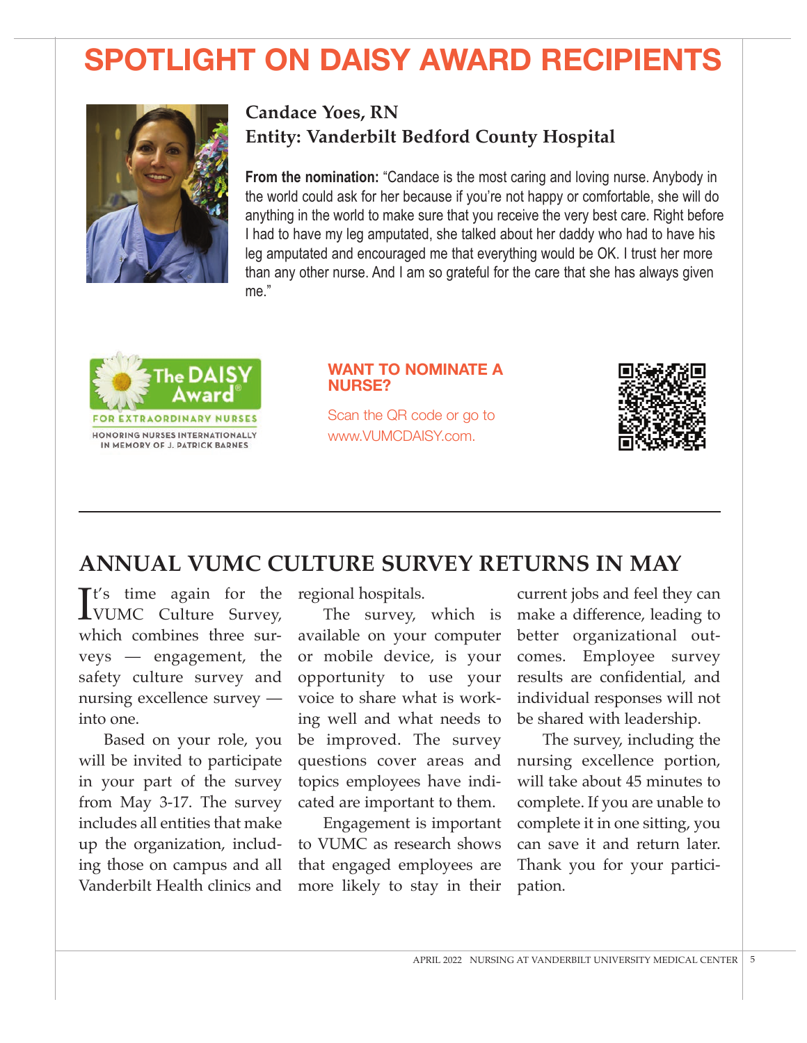# SPOTLIGHT ON DAISY AWARD RECIPIENTS

**Candace Yoes, RN**
**Entity: Vanderbilt Bedford County Hospital**

**From the nomination:** "Candace is the most caring and loving nurse. Anybody in the world could ask for her because if you're not happy or comfortable, she will do anything in the world to make sure that you receive the very best care. Right before I had to have my leg amputated, she talked about her daddy who had to have his leg amputated and encouraged me that everything would be OK. I trust her more than any other nurse. And I am so grateful for the care that she has always given me."

The DAISY Award® FOR EXTRAORDINARY NURSES
HONORING NURSES INTERNATIONALLY IN MEMORY OF J. PATRICK BARNES

**WANT TO NOMINATE A NURSE?**

Scan the QR code or go to www.VUMCDAISY.com.

## ANNUAL VUMC CULTURE SURVEY RETURNS IN MAY

It's time again for the VUMC Culture Survey, which combines three surveys — engagement, the safety culture survey and nursing excellence survey — into one.

Based on your role, you will be invited to participate in your part of the survey from May 3-17. The survey includes all entities that make up the organization, including those on campus and all Vanderbilt Health clinics and regional hospitals.

The survey, which is available on your computer or mobile device, is your opportunity to use your voice to share what is working well and what needs to be improved. The survey questions cover areas and topics employees have indicated are important to them.

Engagement is important to VUMC as research shows that engaged employees are more likely to stay in their current jobs and feel they can make a difference, leading to better organizational outcomes. Employee survey results are confidential, and individual responses will not be shared with leadership.

The survey, including the nursing excellence portion, will take about 45 minutes to complete. If you are unable to complete it in one sitting, you can save it and return later. Thank you for your participation.